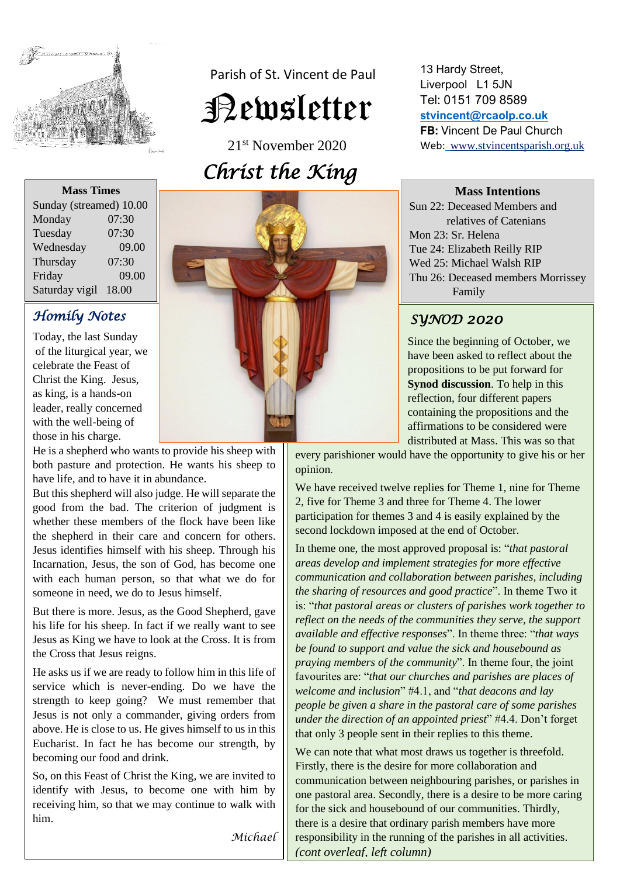Parish of St. Vincent de Paul

# Newsletter

21st November 2020

## Christ the King

13 Hardy Street,
Liverpool L1 5JN
Tel: 0151 709 8589
stvincent@rcaolp.co.uk
**FB:** Vincent De Paul Church
Web: www.stvincentsparish.org.uk

| Mass Times | |
|---|---|
| Sunday (streamed) | 10.00 |
| Monday | 07:30 |
| Tuesday | 07:30 |
| Wednesday | 09.00 |
| Thursday | 07:30 |
| Friday | 09.00 |
| Saturday vigil | 18.00 |

### Mass Intentions

Sun 22: Deceased Members and relatives of Catenians
Mon 23: Sr. Helena
Tue 24: Elizabeth Reilly RIP
Wed 25: Michael Walsh RIP
Thu 26: Deceased members Morrissey Family

### Homily Notes

Today, the last Sunday of the liturgical year, we celebrate the Feast of Christ the King. Jesus, as king, is a hands-on leader, really concerned with the well-being of those in his charge.

He is a shepherd who wants to provide his sheep with both pasture and protection. He wants his sheep to have life, and to have it in abundance.

But this shepherd will also judge. He will separate the good from the bad. The criterion of judgment is whether these members of the flock have been like the shepherd in their care and concern for others. Jesus identifies himself with his sheep. Through his Incarnation, Jesus, the son of God, has become one with each human person, so that what we do for someone in need, we do to Jesus himself.

But there is more. Jesus, as the Good Shepherd, gave his life for his sheep. In fact if we really want to see Jesus as King we have to look at the Cross. It is from the Cross that Jesus reigns.

He asks us if we are ready to follow him in this life of service which is never-ending. Do we have the strength to keep going? We must remember that Jesus is not only a commander, giving orders from above. He is close to us. He gives himself to us in this Eucharist. In fact he has become our strength, by becoming our food and drink.

So, on this Feast of Christ the King, we are invited to identify with Jesus, to become one with him by receiving him, so that we may continue to walk with him.

*Michael*

### SYNOD 2020

Since the beginning of October, we have been asked to reflect about the propositions to be put forward for **Synod discussion**. To help in this reflection, four different papers containing the propositions and the affirmations to be considered were distributed at Mass. This was so that every parishioner would have the opportunity to give his or her opinion.

We have received twelve replies for Theme 1, nine for Theme 2, five for Theme 3 and three for Theme 4. The lower participation for themes 3 and 4 is easily explained by the second lockdown imposed at the end of October.

In theme one, the most approved proposal is: "*that pastoral areas develop and implement strategies for more effective communication and collaboration between parishes, including the sharing of resources and good practice*". In theme Two it is: "*that pastoral areas or clusters of parishes work together to reflect on the needs of the communities they serve, the support available and effective responses*". In theme three: "*that ways be found to support and value the sick and housebound as praying members of the community*". In theme four, the joint favourites are: "*that our churches and parishes are places of welcome and inclusion*" #4.1, and "*that deacons and lay people be given a share in the pastoral care of some parishes under the direction of an appointed priest*" #4.4. Don't forget that only 3 people sent in their replies to this theme.

We can note that what most draws us together is threefold. Firstly, there is the desire for more collaboration and communication between neighbouring parishes, or parishes in one pastoral area. Secondly, there is a desire to be more caring for the sick and housebound of our communities. Thirdly, there is a desire that ordinary parish members have more responsibility in the running of the parishes in all activities. *(cont overleaf, left column)*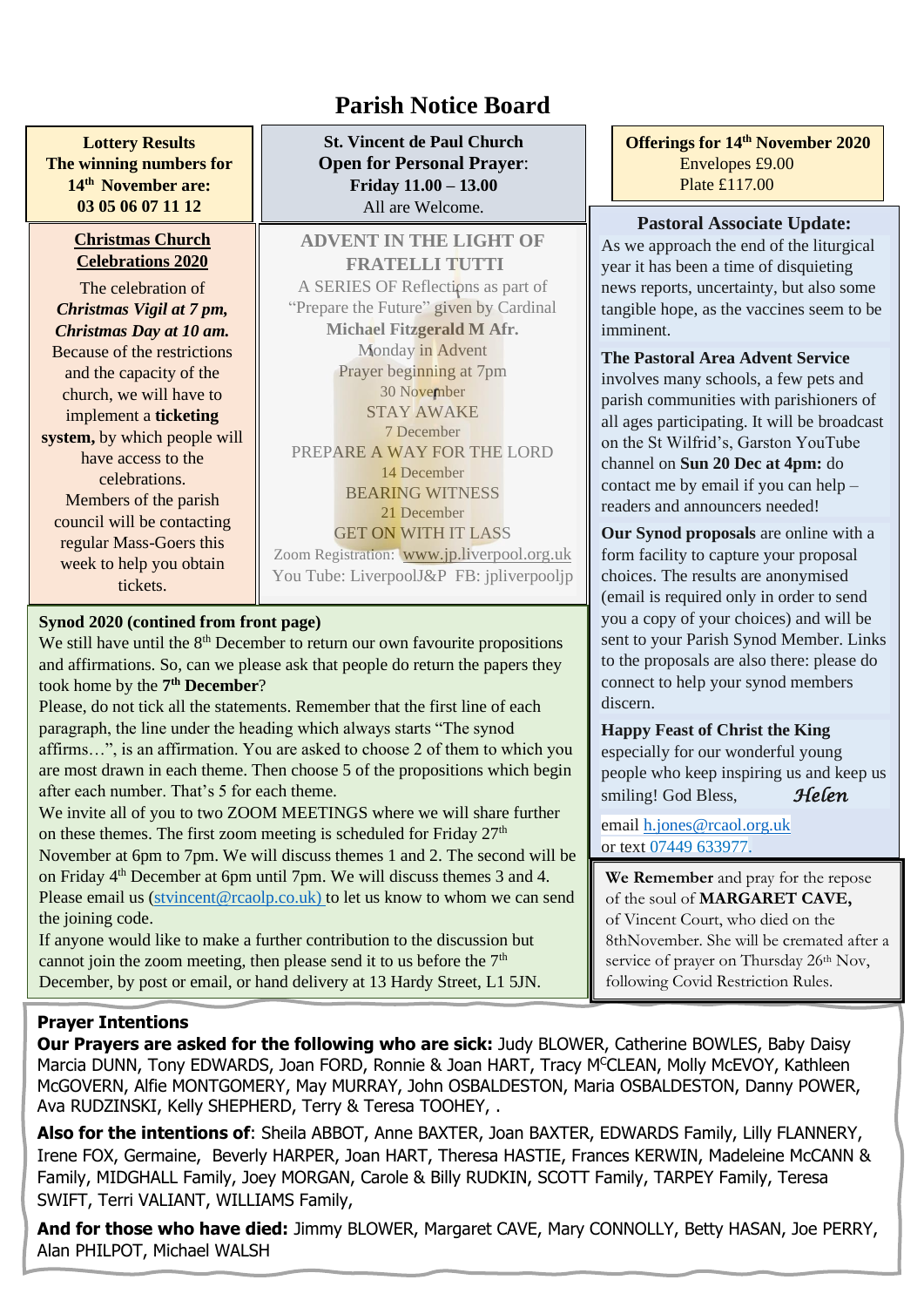# Parish Notice Board

**Lottery Results**
**The winning numbers for 14th November are:**
**03 05 06 07 11 12**

**St. Vincent de Paul Church**
**Open for Personal Prayer**:
**Friday 11.00 – 13.00**
All are Welcome.

**Offerings for 14th November 2020**
Envelopes £9.00
Plate £117.00

## Christmas Church Celebrations 2020

The celebration of ***Christmas Vigil at 7 pm, Christmas Day at 10 am.*** Because of the restrictions and the capacity of the church, we will have to implement a **ticketing system,** by which people will have access to the celebrations. Members of the parish council will be contacting regular Mass-Goers this week to help you obtain tickets.

## ADVENT IN THE LIGHT OF FRATELLI TUTTI

A SERIES OF Reflections as part of "Prepare the Future" given by Cardinal **Michael Fitzgerald M Afr.**
Monday in Advent
Prayer beginning at 7pm

30 November
STAY AWAKE

7 December
PREPARE A WAY FOR THE LORD

14 December
BEARING WITNESS

21 December
GET ON WITH IT LASS

Zoom Registration: www.jp.liverpool.org.uk
You Tube: LiverpoolJ&P FB: jpliverpooljp

## Pastoral Associate Update:

As we approach the end of the liturgical year it has been a time of disquieting news reports, uncertainty, but also some tangible hope, as the vaccines seem to be imminent.

**The Pastoral Area Advent Service** involves many schools, a few pets and parish communities with parishioners of all ages participating. It will be broadcast on the St Wilfrid's, Garston YouTube channel on **Sun 20 Dec at 4pm:** do contact me by email if you can help – readers and announcers needed!

**Our Synod proposals** are online with a form facility to capture your proposal choices. The results are anonymised (email is required only in order to send you a copy of your choices) and will be sent to your Parish Synod Member. Links to the proposals are also there: please do connect to help your synod members discern.

**Happy Feast of Christ the King** especially for our wonderful young people who keep inspiring us and keep us smiling! God Bless, *Helen*

email h.jones@rcaol.org.uk
or text 07449 633977.

**Synod 2020 (contined from front page)**

We still have until the 8th December to return our own favourite propositions and affirmations. So, can we please ask that people do return the papers they took home by the **7th December**?

Please, do not tick all the statements. Remember that the first line of each paragraph, the line under the heading which always starts "The synod affirms…", is an affirmation. You are asked to choose 2 of them to which you are most drawn in each theme. Then choose 5 of the propositions which begin after each number. That's 5 for each theme.

We invite all of you to two ZOOM MEETINGS where we will share further on these themes. The first zoom meeting is scheduled for Friday 27th November at 6pm to 7pm. We will discuss themes 1 and 2. The second will be on Friday 4th December at 6pm until 7pm. We will discuss themes 3 and 4. Please email us (stvincent@rcaolp.co.uk) to let us know to whom we can send the joining code.

If anyone would like to make a further contribution to the discussion but cannot join the zoom meeting, then please send it to us before the 7th December, by post or email, or hand delivery at 13 Hardy Street, L1 5JN.

**We Remember** and pray for the repose of the soul of **MARGARET CAVE,** of Vincent Court, who died on the 8thNovember. She will be cremated after a service of prayer on Thursday 26th Nov, following Covid Restriction Rules.

## Prayer Intentions

**Our Prayers are asked for the following who are sick:** Judy BLOWER, Catherine BOWLES, Baby Daisy Marcia DUNN, Tony EDWARDS, Joan FORD, Ronnie & Joan HART, Tracy McCLEAN, Molly McEVOY, Kathleen McGOVERN, Alfie MONTGOMERY, May MURRAY, John OSBALDESTON, Maria OSBALDESTON, Danny POWER, Ava RUDZINSKI, Kelly SHEPHERD, Terry & Teresa TOOHEY, .

**Also for the intentions of**: Sheila ABBOT, Anne BAXTER, Joan BAXTER, EDWARDS Family, Lilly FLANNERY, Irene FOX, Germaine, Beverly HARPER, Joan HART, Theresa HASTIE, Frances KERWIN, Madeleine McCANN & Family, MIDGHALL Family, Joey MORGAN, Carole & Billy RUDKIN, SCOTT Family, TARPEY Family, Teresa SWIFT, Terri VALIANT, WILLIAMS Family,

**And for those who have died:** Jimmy BLOWER, Margaret CAVE, Mary CONNOLLY, Betty HASAN, Joe PERRY, Alan PHILPOT, Michael WALSH